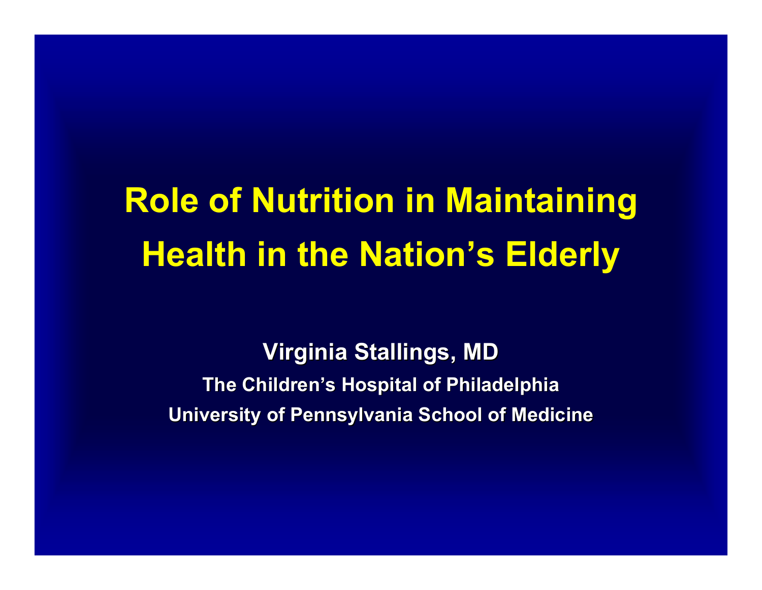# Role of Nutrition in Maintaining Health in the Nation's Elderly

**Virginia Stallings, MD**

**The Children's Hospital of Philadelphia**

**University of Pennsylvania School of Medicine**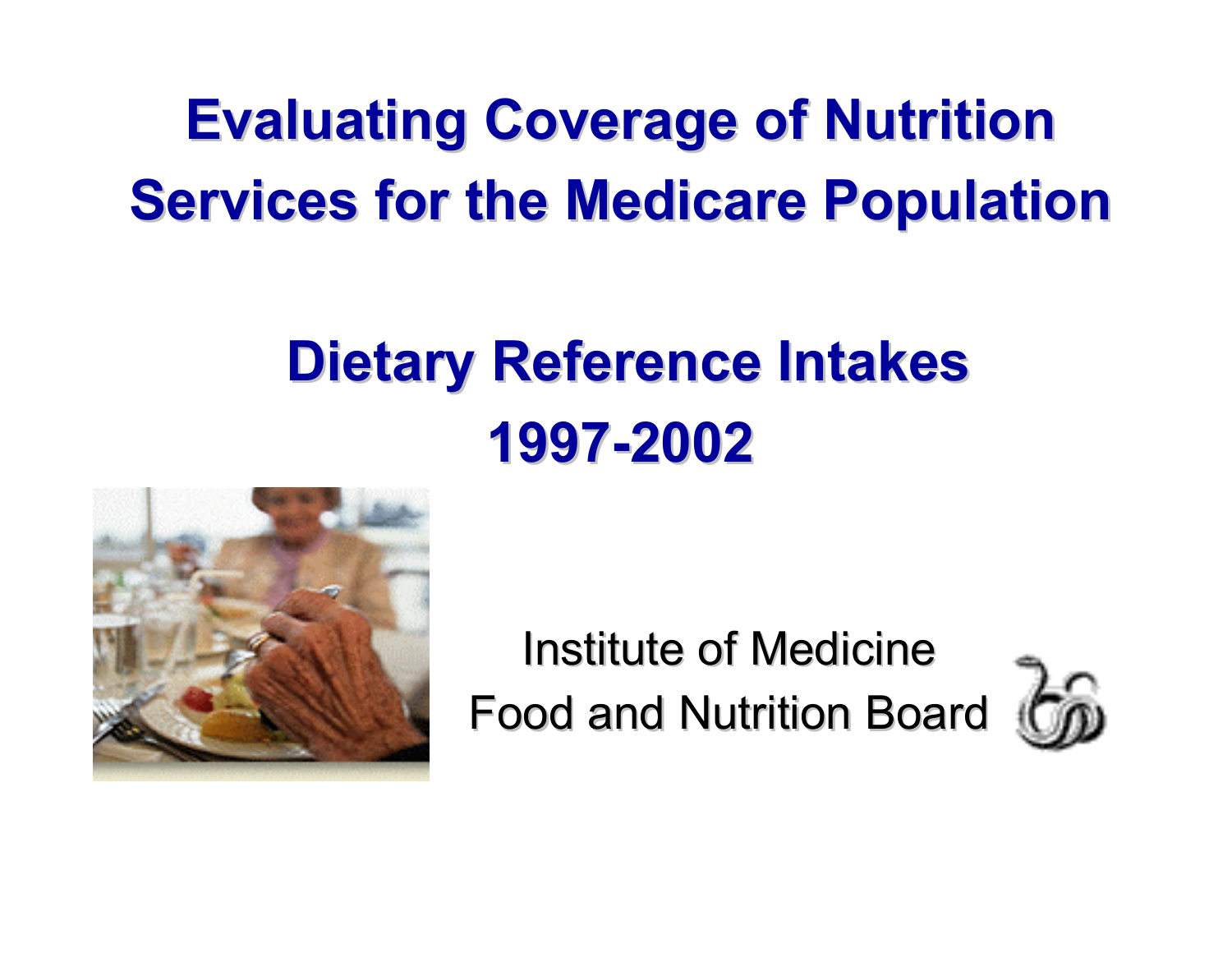# Evaluating Coverage of Nutrition Services for the Medicare Population

## Dietary Reference Intakes 1997-2002

Institute of Medicine

Food and Nutrition Board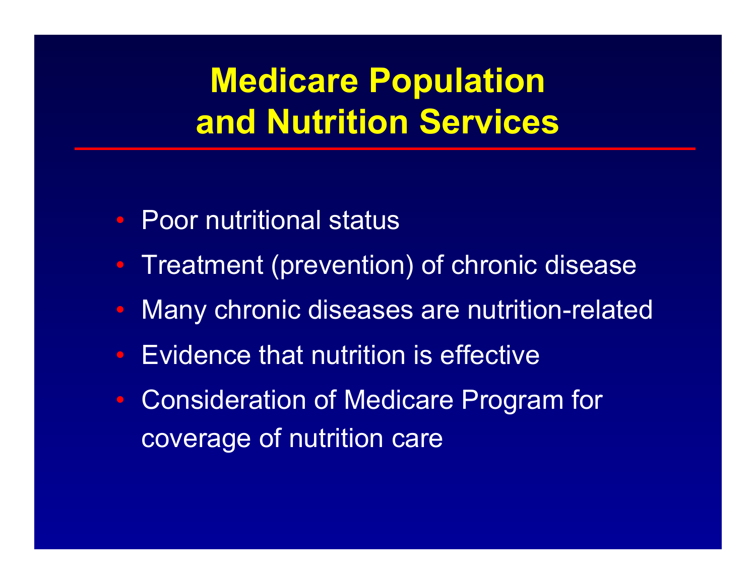# Medicare Population and Nutrition Services

- Poor nutritional status
- Treatment (prevention) of chronic disease
- Many chronic diseases are nutrition-related
- Evidence that nutrition is effective
- Consideration of Medicare Program for coverage of nutrition care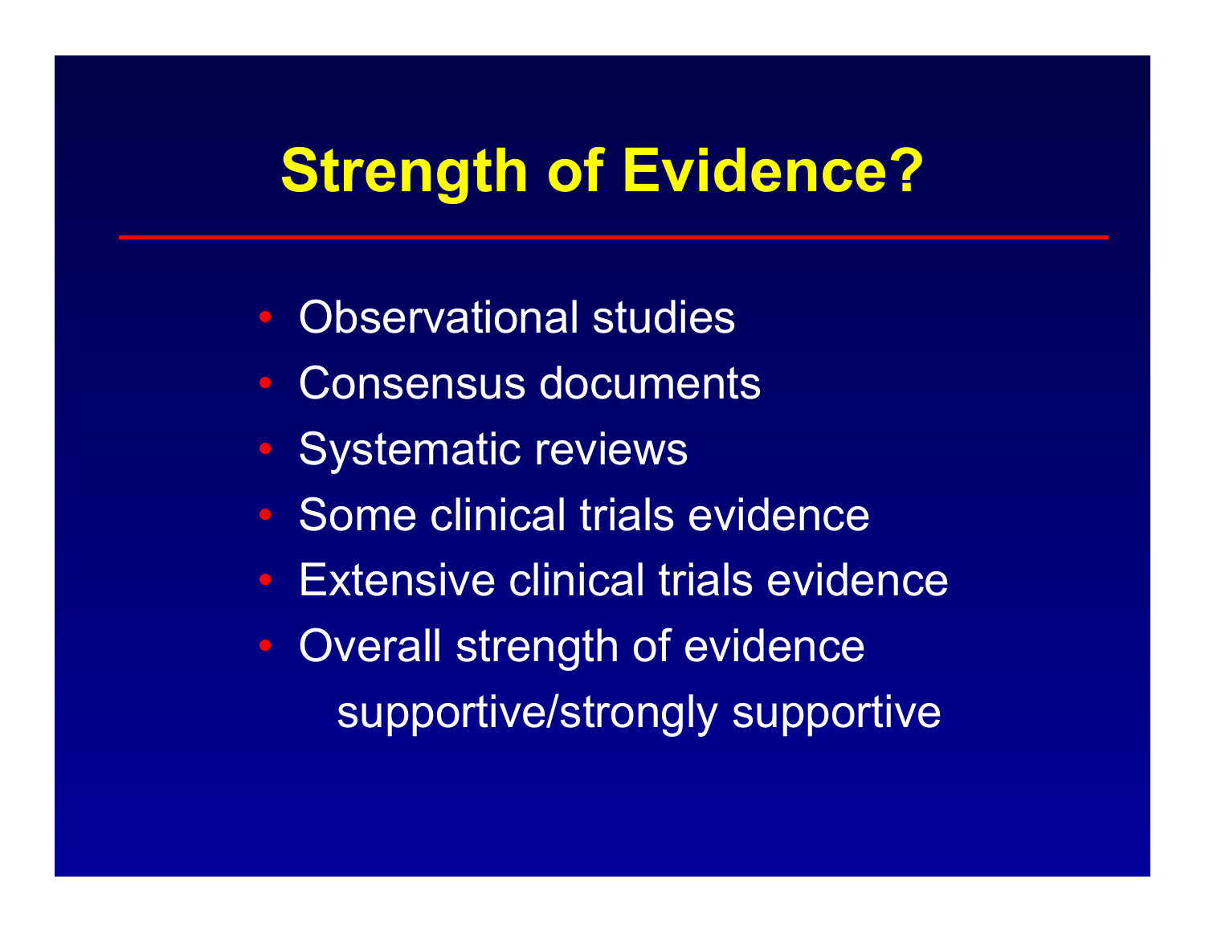# Strength of Evidence?

- Observational studies
- Consensus documents
- Systematic reviews
- Some clinical trials evidence
- Extensive clinical trials evidence
- Overall strength of evidence
  supportive/strongly supportive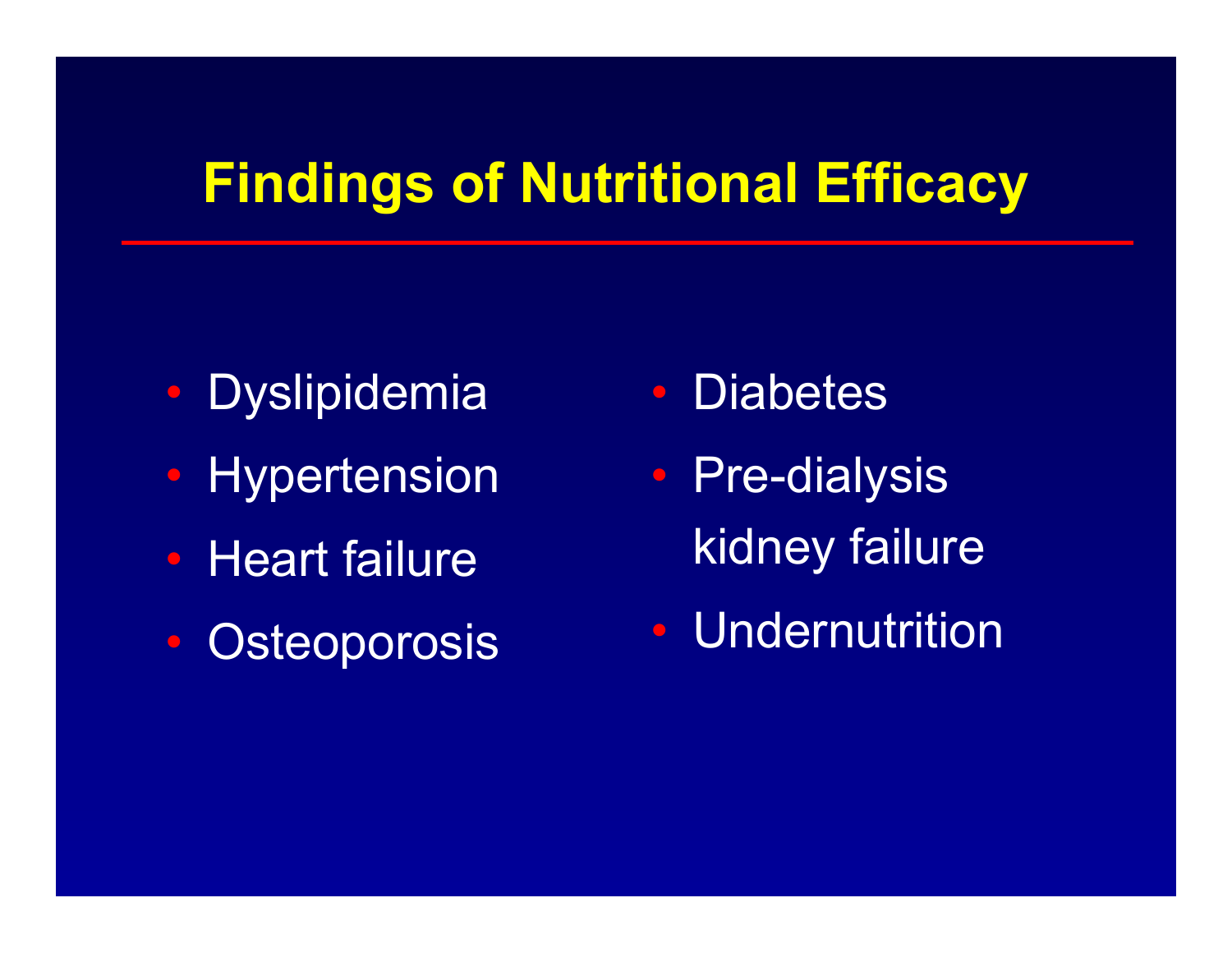# Findings of Nutritional Efficacy

- Dyslipidemia
- Hypertension
- Heart failure
- Osteoporosis
- Diabetes
- Pre-dialysis kidney failure
- Undernutrition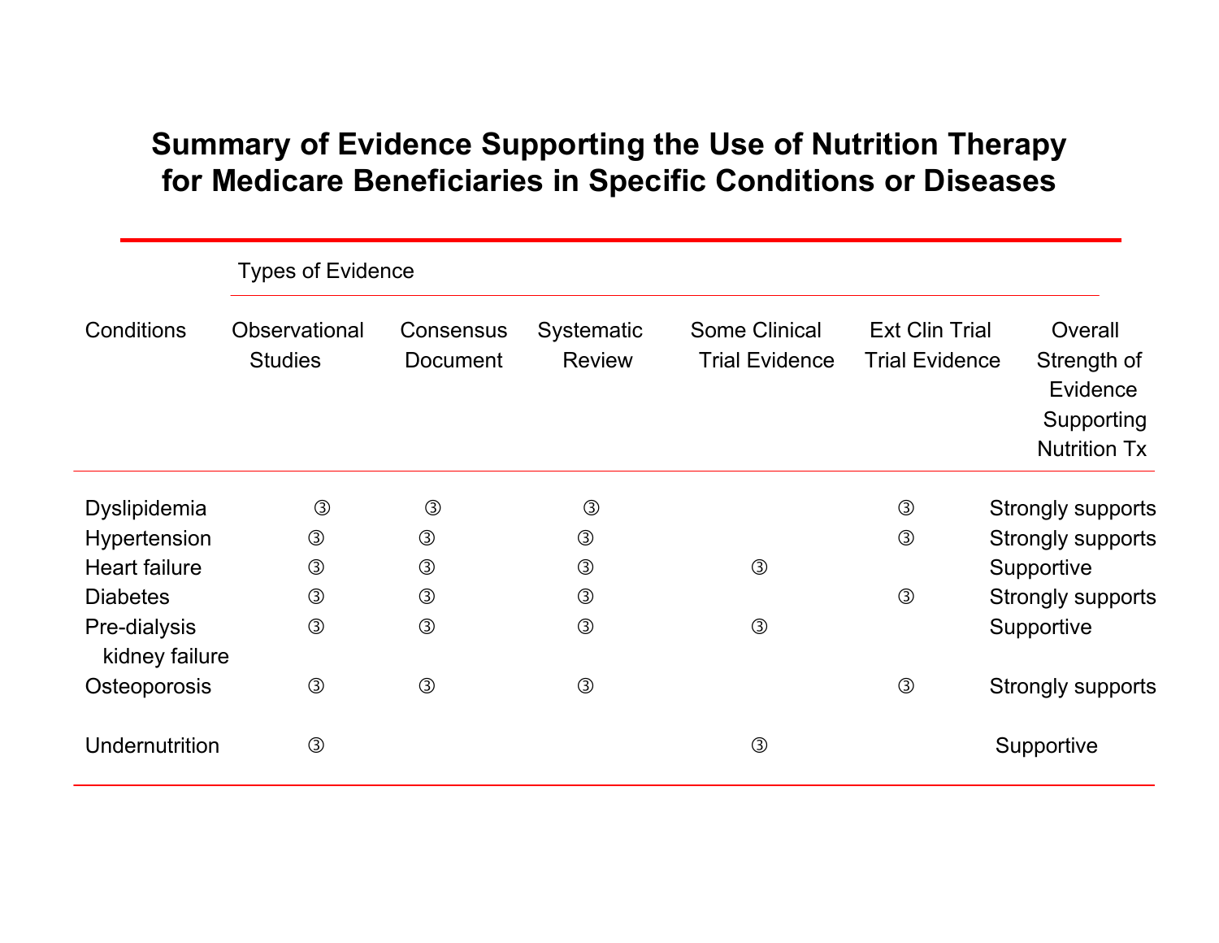# Summary of Evidence Supporting the Use of Nutrition Therapy for Medicare Beneficiaries in Specific Conditions or Diseases

| Conditions | Types of Evidence | | | | | |
|---|---|---|---|---|---|---|
| | Observational Studies | Consensus Document | Systematic Review | Some Clinical Trial Evidence | Ext Clin Trial Trial Evidence | Overall Strength of Evidence Supporting Nutrition Tx |
| Dyslipidemia | ③ | ③ | ③ | | ③ | Strongly supports |
| Hypertension | ③ | ③ | ③ | | ③ | Strongly supports |
| Heart failure | ③ | ③ | ③ | ③ | | Supportive |
| Diabetes | ③ | ③ | ③ | | ③ | Strongly supports |
| Pre-dialysis kidney failure | ③ | ③ | ③ | ③ | | Supportive |
| Osteoporosis | ③ | ③ | ③ | | ③ | Strongly supports |
| Undernutrition | ③ | | | ③ | | Supportive |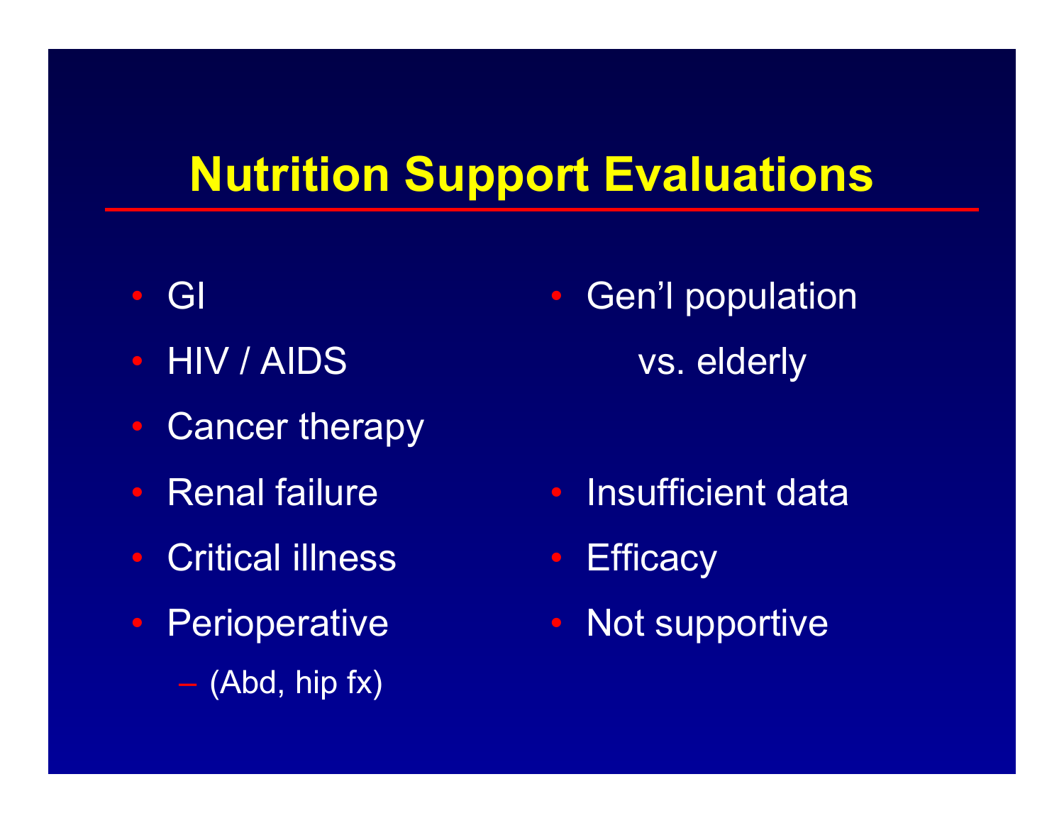# Nutrition Support Evaluations

- GI
- HIV / AIDS
- Cancer therapy
- Renal failure
- Critical illness
- Perioperative
  - (Abd, hip fx)

- Gen'l population
  vs. elderly

- Insufficient data
- Efficacy
- Not supportive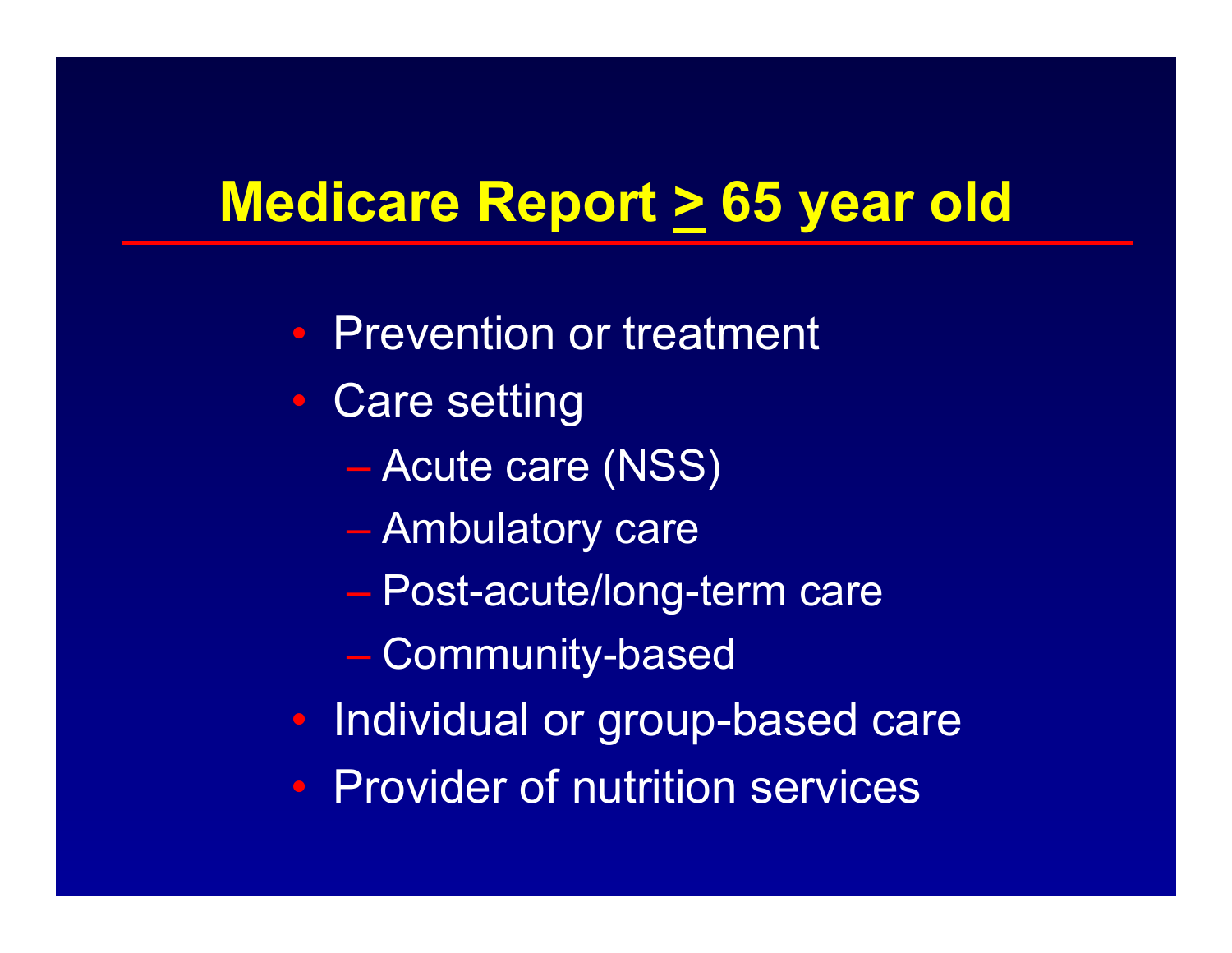# Medicare Report ≥ 65 year old

- Prevention or treatment
- Care setting
  - Acute care (NSS)
  - Ambulatory care
  - Post-acute/long-term care
  - Community-based
- Individual or group-based care
- Provider of nutrition services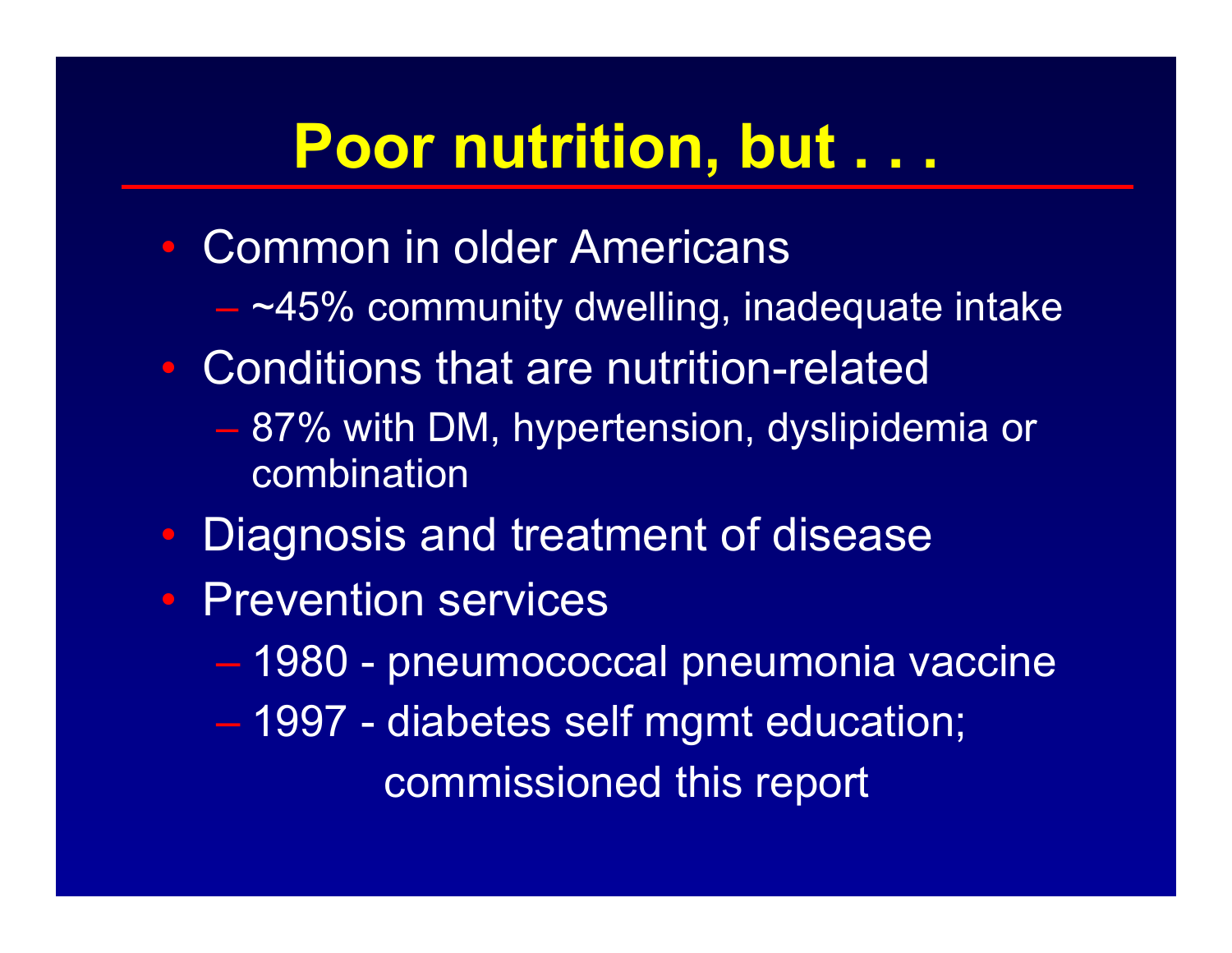# Poor nutrition, but . . .

- Common in older Americans
  - ~45% community dwelling, inadequate intake
- Conditions that are nutrition-related
  - 87% with DM, hypertension, dyslipidemia or combination
- Diagnosis and treatment of disease
- Prevention services
  - 1980 - pneumococcal pneumonia vaccine
  - 1997 - diabetes self mgmt education; commissioned this report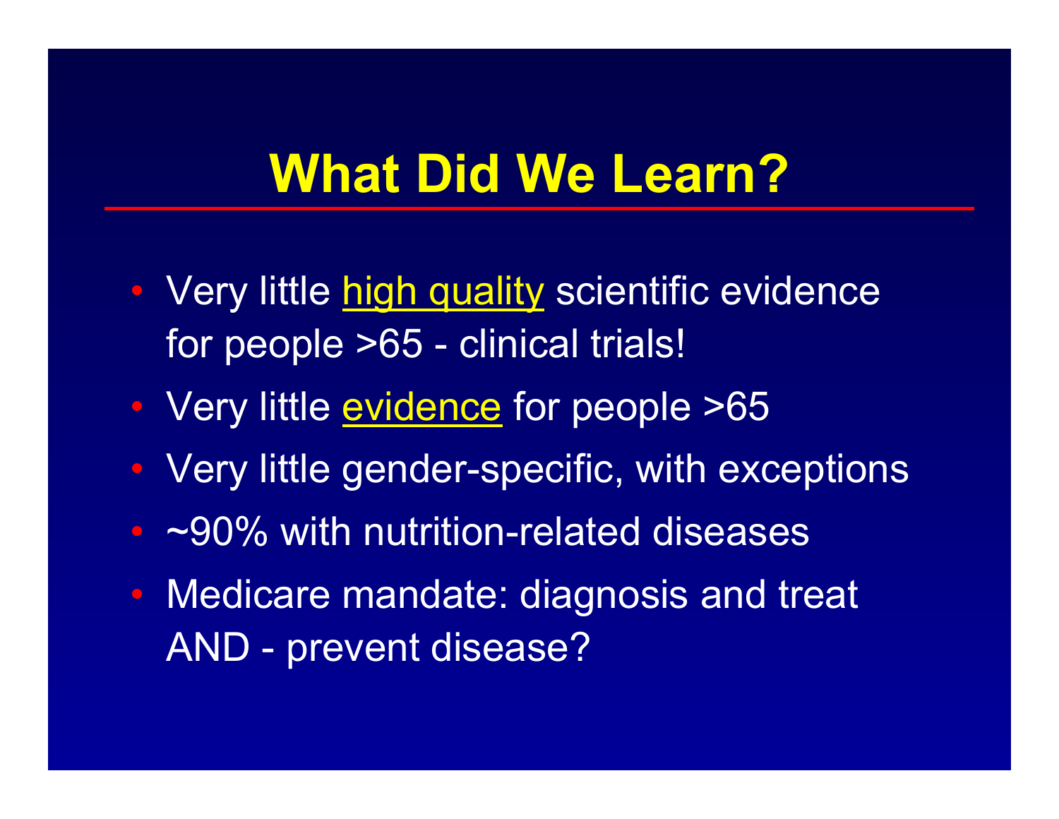# What Did We Learn?

- Very little high quality scientific evidence for people >65 - clinical trials!
- Very little evidence for people >65
- Very little gender-specific, with exceptions
- ~90% with nutrition-related diseases
- Medicare mandate: diagnosis and treat AND - prevent disease?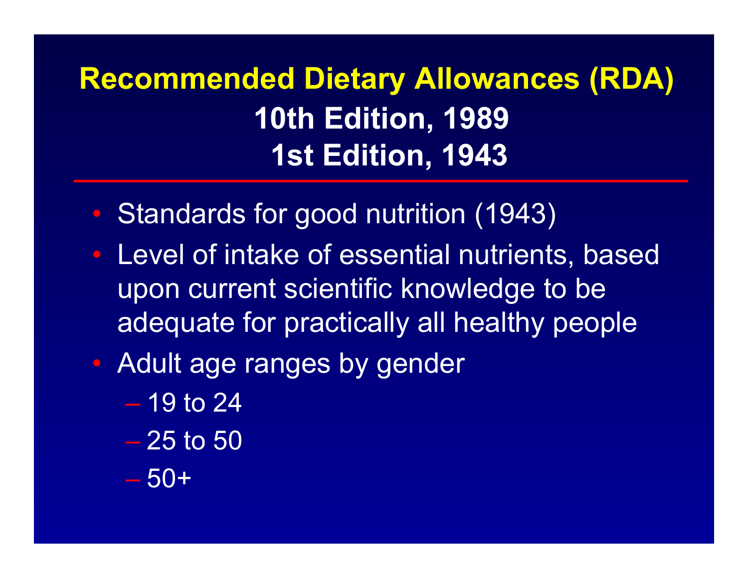# Recommended Dietary Allowances (RDA)

## 10th Edition, 1989

## 1st Edition, 1943

- Standards for good nutrition (1943)
- Level of intake of essential nutrients, based upon current scientific knowledge to be adequate for practically all healthy people
- Adult age ranges by gender
  - 19 to 24
  - 25 to 50
  - 50+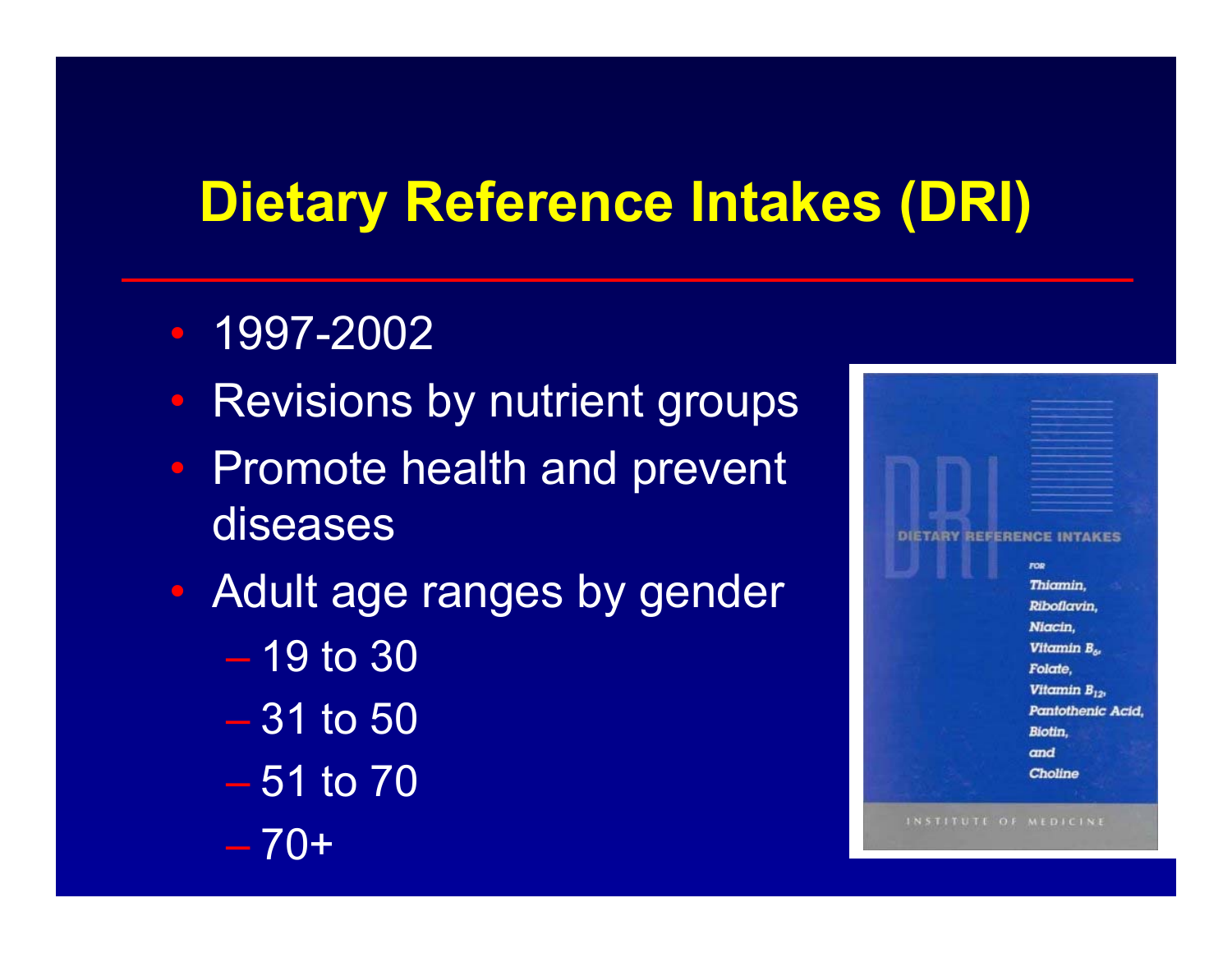# Dietary Reference Intakes (DRI)

- 1997-2002
- Revisions by nutrient groups
- Promote health and prevent diseases
- Adult age ranges by gender
  - 19 to 30
  - 31 to 50
  - 51 to 70
  - 70+

DRI

DIETARY REFERENCE INTAKES

FOR

*Thiamin, Riboflavin, Niacin, Vitamin $B_6$, Folate, Vitamin $B_{12}$, Pantothenic Acid, Biotin, and Choline*

INSTITUTE OF MEDICINE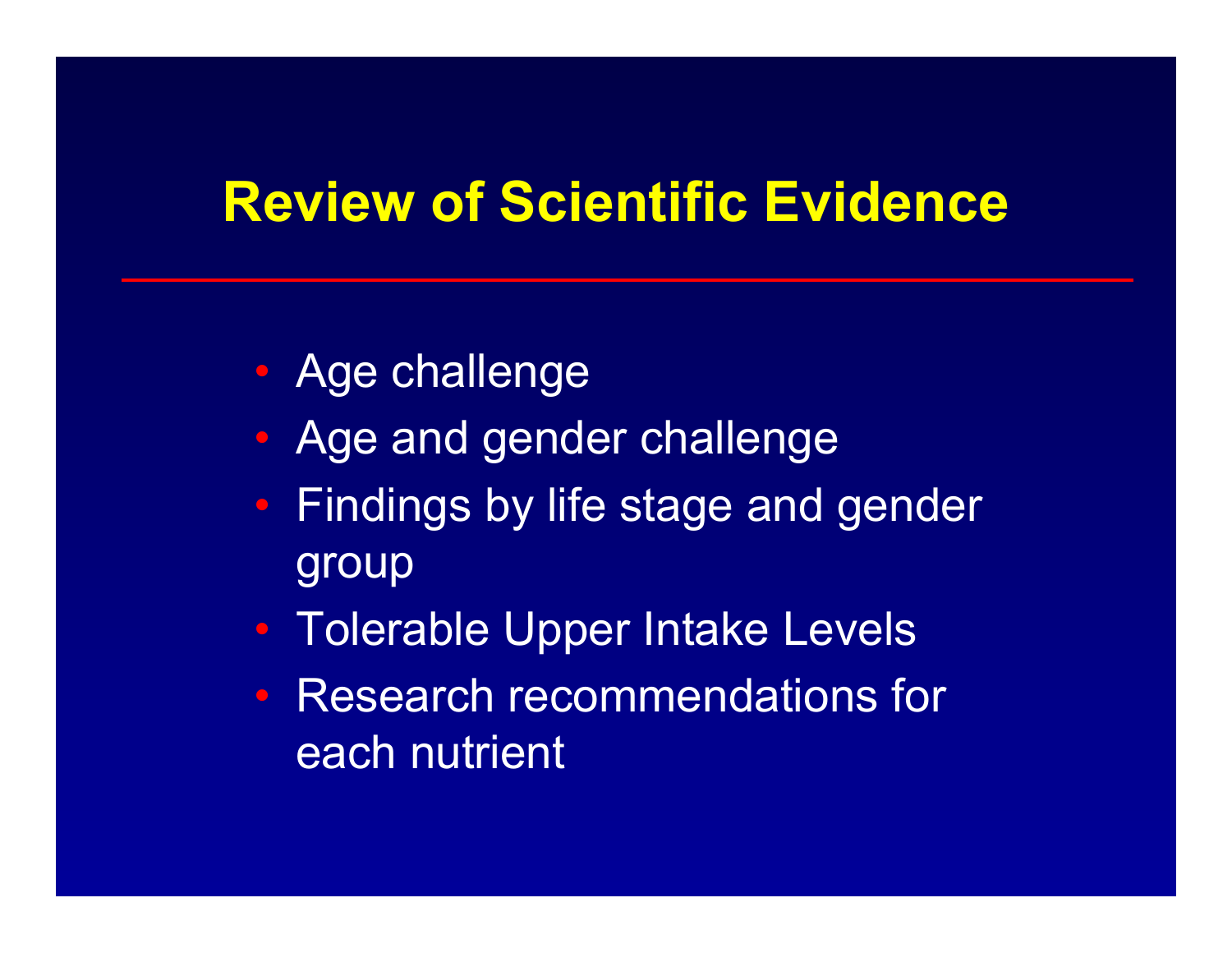# Review of Scientific Evidence

- Age challenge
- Age and gender challenge
- Findings by life stage and gender group
- Tolerable Upper Intake Levels
- Research recommendations for each nutrient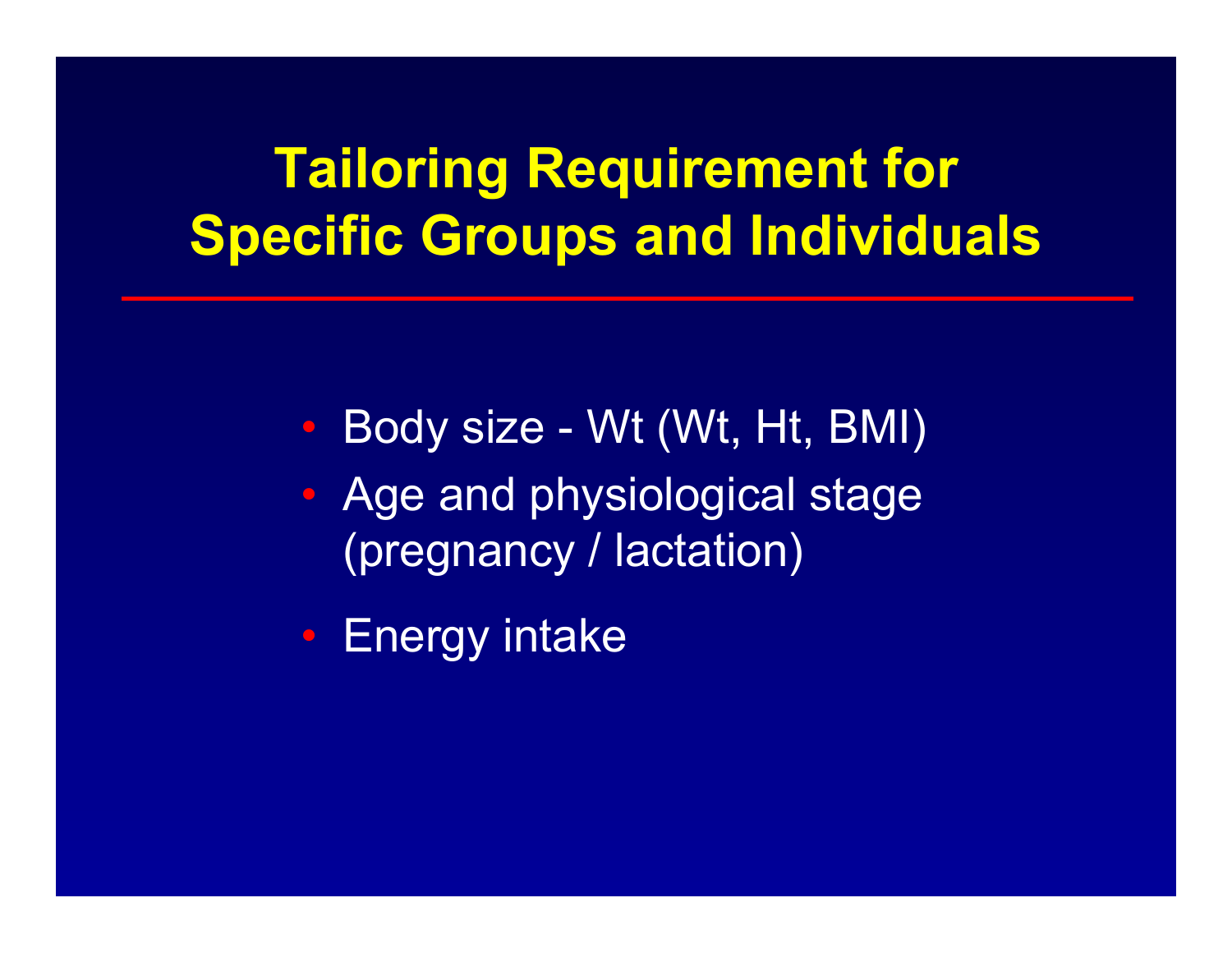# Tailoring Requirement for Specific Groups and Individuals

- Body size - Wt (Wt, Ht, BMI)
- Age and physiological stage (pregnancy / lactation)
- Energy intake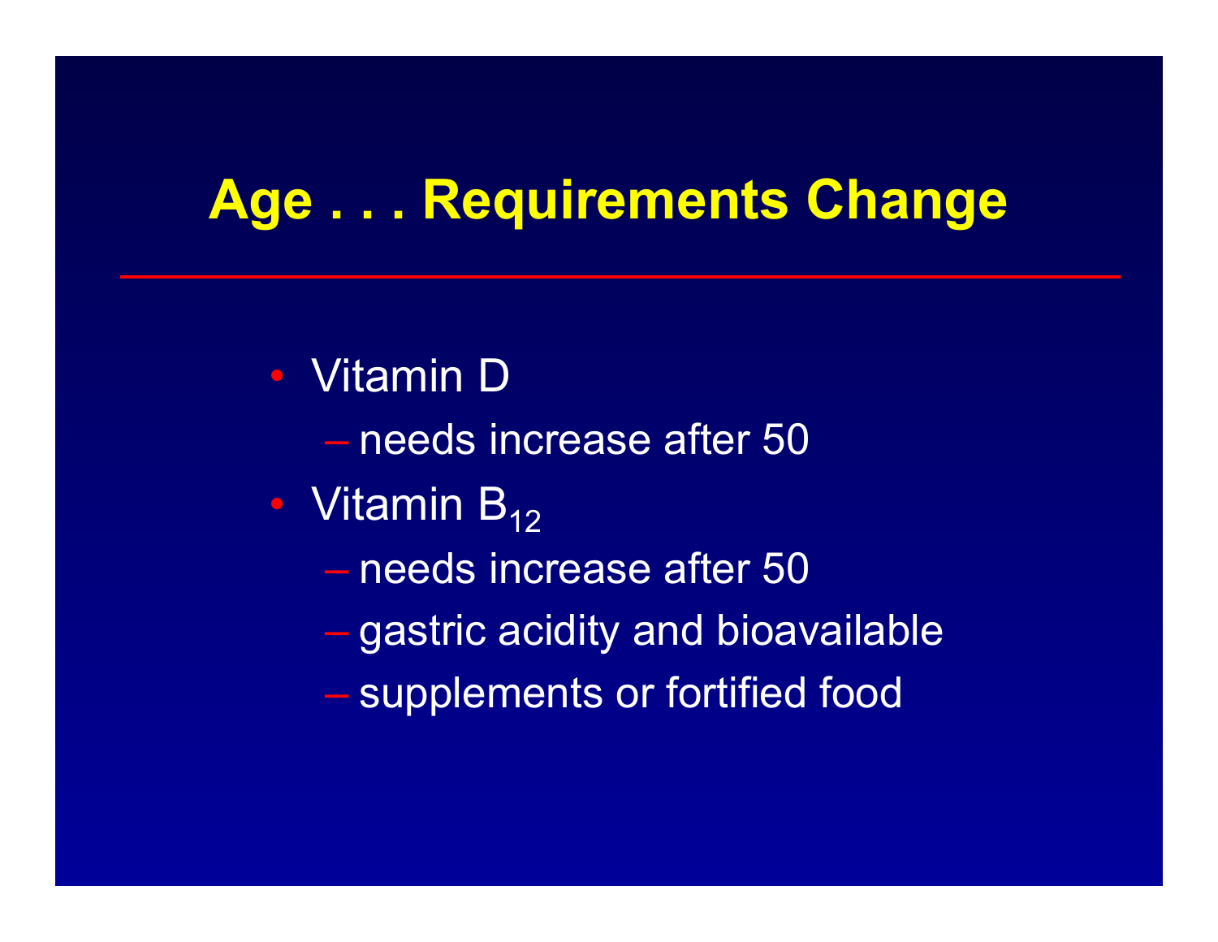# Age . . . Requirements Change

- Vitamin D
  - needs increase after 50
- Vitamin $B_{12}$
  - needs increase after 50
  - gastric acidity and bioavailable
  - supplements or fortified food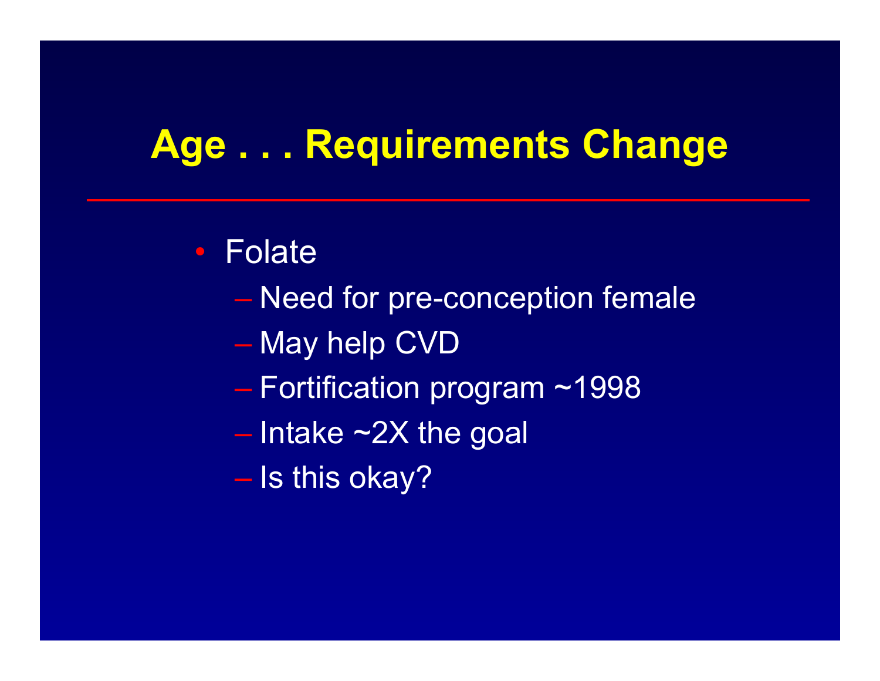# Age . . . Requirements Change

- Folate
  - Need for pre-conception female
  - May help CVD
  - Fortification program ~1998
  - Intake ~2X the goal
  - Is this okay?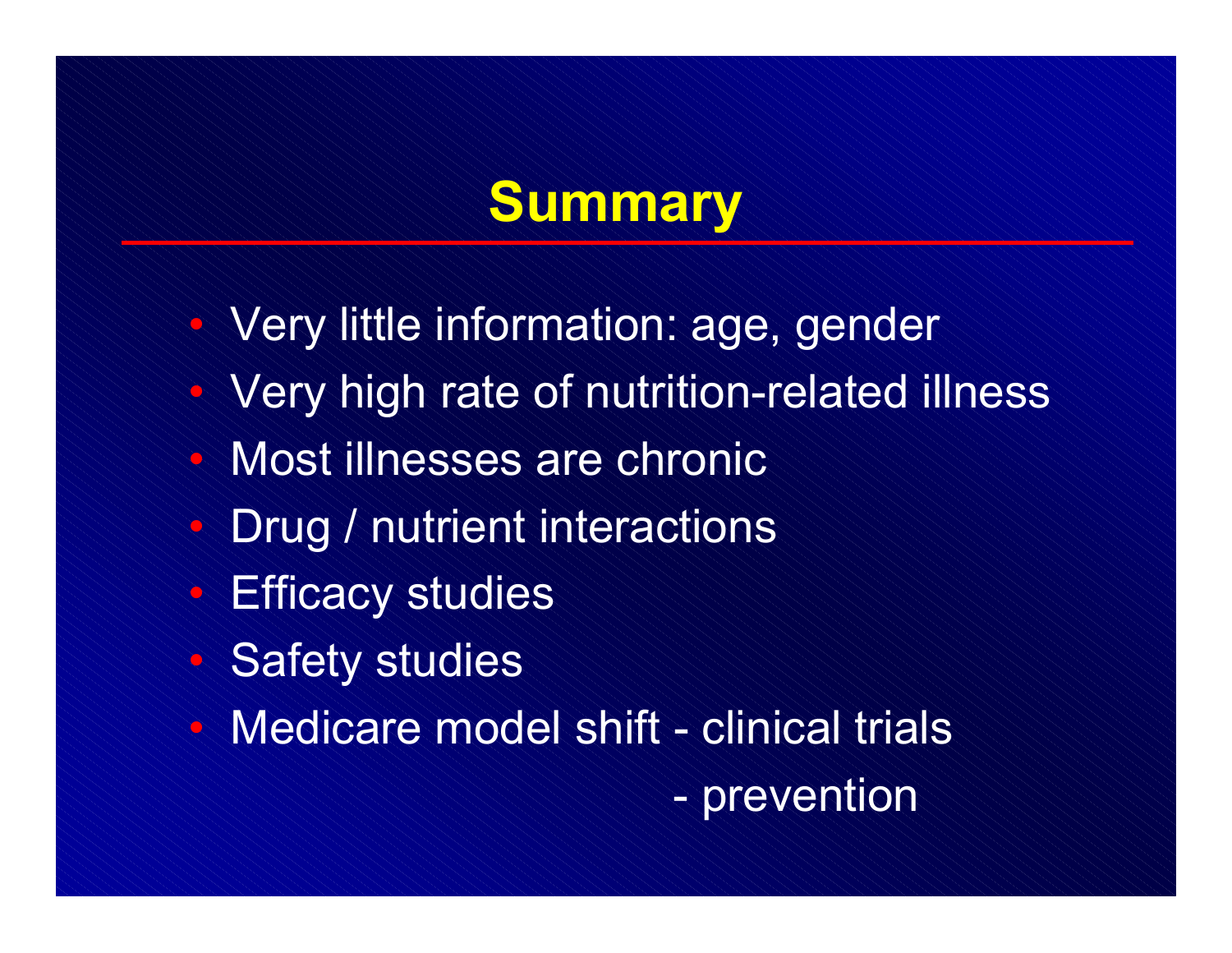# Summary

- Very little information: age, gender
- Very high rate of nutrition-related illness
- Most illnesses are chronic
- Drug / nutrient interactions
- Efficacy studies
- Safety studies
- Medicare model shift - clinical trials
  - prevention